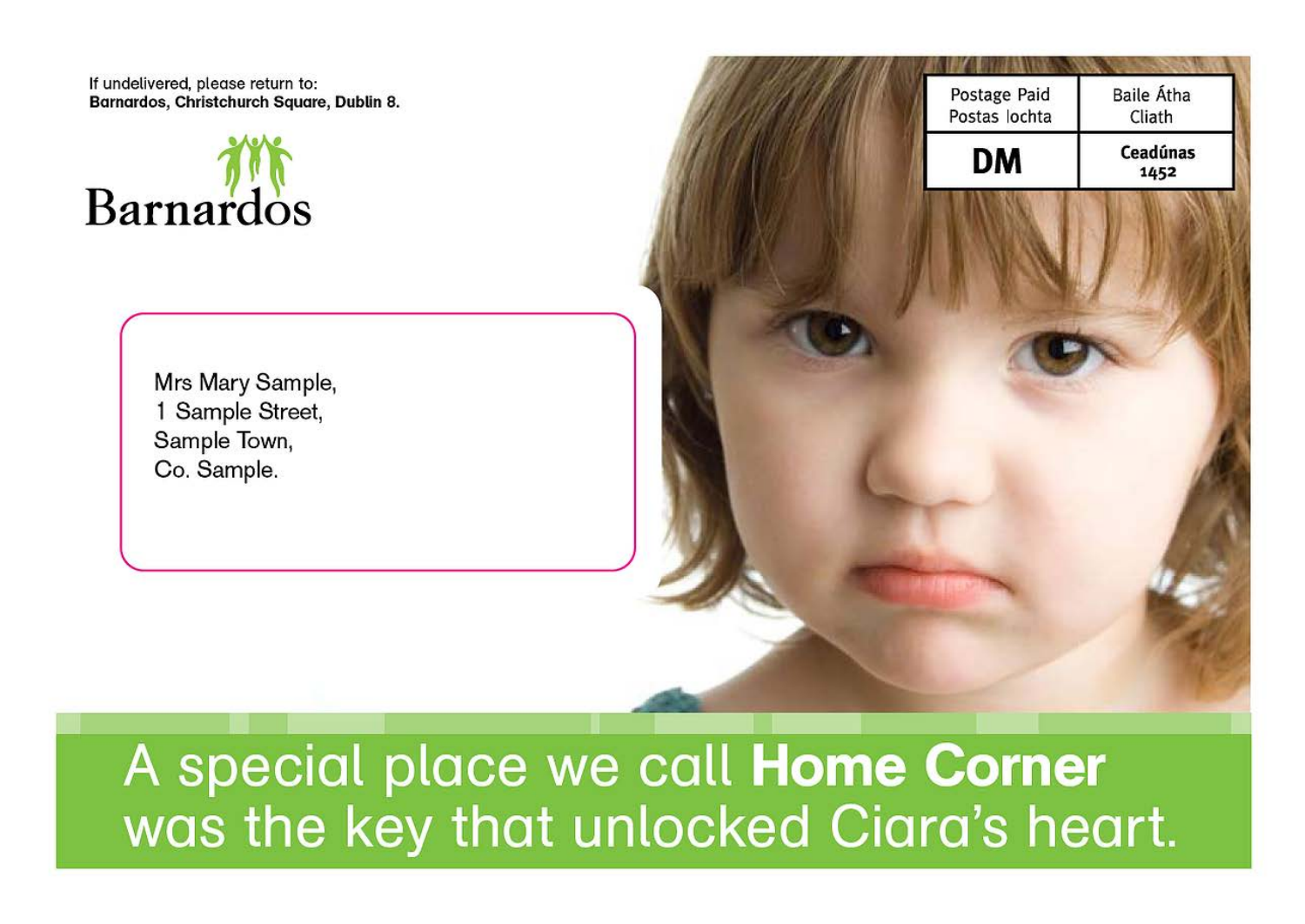If undelivered, please return to:
**Barnardos, Christchurch Square, Dublin 8.**

Barnardos

| Postage Paid Postas Íochta | Baile Átha Cliath |
| --- | --- |
| **DM** | **Ceadúnas 1452** |

Mrs Mary Sample,
1 Sample Street,
Sample Town,
Co. Sample.

A special place we call **Home Corner** was the key that unlocked Ciara's heart.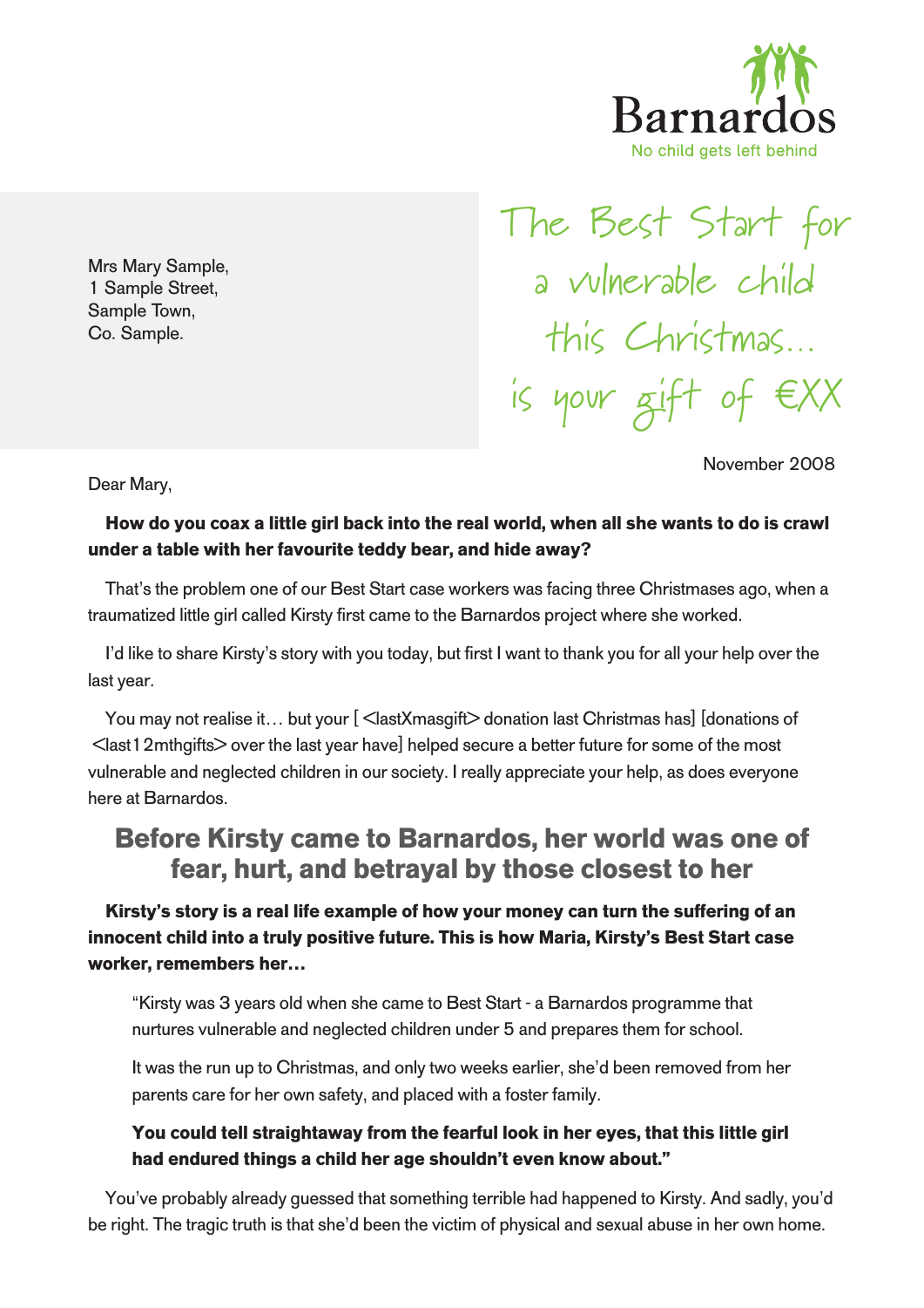Barnardos

No child gets left behind

Mrs Mary Sample,
1 Sample Street,
Sample Town,
Co. Sample.

The Best Start for a vulnerable child this Christmas… is your gift of €XX

November 2008

Dear Mary,

**How do you coax a little girl back into the real world, when all she wants to do is crawl under a table with her favourite teddy bear, and hide away?**

That's the problem one of our Best Start case workers was facing three Christmases ago, when a traumatized little girl called Kirsty first came to the Barnardos project where she worked.

I'd like to share Kirsty's story with you today, but first I want to thank you for all your help over the last year.

You may not realise it… but your [ <lastXmasgift> donation last Christmas has] [donations of <last12mthgifts> over the last year have] helped secure a better future for some of the most vulnerable and neglected children in our society. I really appreciate your help, as does everyone here at Barnardos.

## Before Kirsty came to Barnardos, her world was one of fear, hurt, and betrayal by those closest to her

**Kirsty's story is a real life example of how your money can turn the suffering of an innocent child into a truly positive future. This is how Maria, Kirsty's Best Start case worker, remembers her…**

"Kirsty was 3 years old when she came to Best Start - a Barnardos programme that nurtures vulnerable and neglected children under 5 and prepares them for school.

It was the run up to Christmas, and only two weeks earlier, she'd been removed from her parents care for her own safety, and placed with a foster family.

**You could tell straightaway from the fearful look in her eyes, that this little girl had endured things a child her age shouldn't even know about."**

You've probably already guessed that something terrible had happened to Kirsty. And sadly, you'd be right. The tragic truth is that she'd been the victim of physical and sexual abuse in her own home.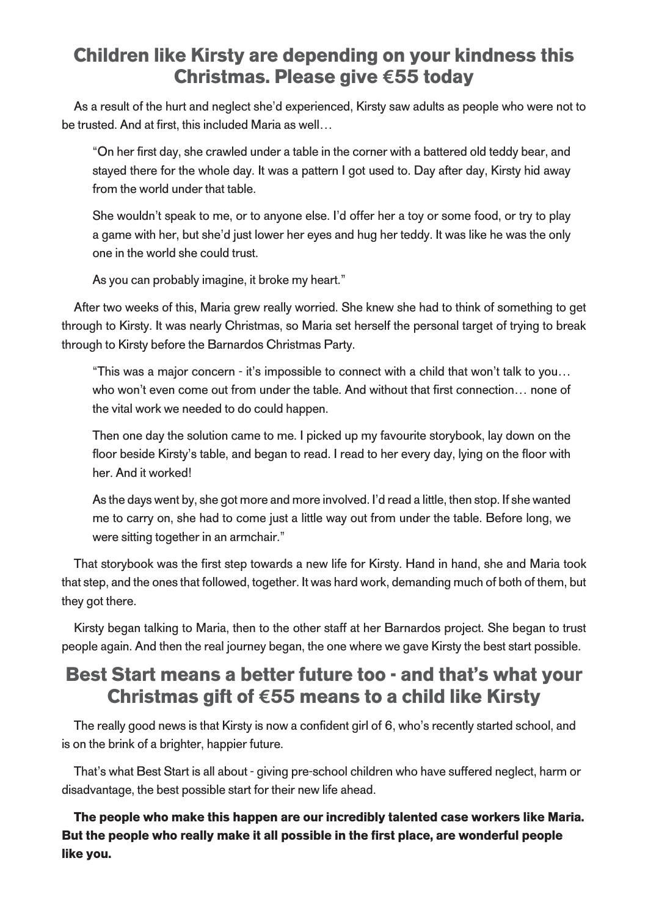## Children like Kirsty are depending on your kindness this Christmas. Please give €55 today

As a result of the hurt and neglect she'd experienced, Kirsty saw adults as people who were not to be trusted. And at first, this included Maria as well…

> "On her first day, she crawled under a table in the corner with a battered old teddy bear, and stayed there for the whole day. It was a pattern I got used to. Day after day, Kirsty hid away from the world under that table.
>
> She wouldn't speak to me, or to anyone else. I'd offer her a toy or some food, or try to play a game with her, but she'd just lower her eyes and hug her teddy. It was like he was the only one in the world she could trust.
>
> As you can probably imagine, it broke my heart."

After two weeks of this, Maria grew really worried. She knew she had to think of something to get through to Kirsty. It was nearly Christmas, so Maria set herself the personal target of trying to break through to Kirsty before the Barnardos Christmas Party.

> "This was a major concern - it's impossible to connect with a child that won't talk to you… who won't even come out from under the table. And without that first connection… none of the vital work we needed to do could happen.
>
> Then one day the solution came to me. I picked up my favourite storybook, lay down on the floor beside Kirsty's table, and began to read. I read to her every day, lying on the floor with her. And it worked!
>
> As the days went by, she got more and more involved. I'd read a little, then stop. If she wanted me to carry on, she had to come just a little way out from under the table. Before long, we were sitting together in an armchair."

That storybook was the first step towards a new life for Kirsty. Hand in hand, she and Maria took that step, and the ones that followed, together. It was hard work, demanding much of both of them, but they got there.

Kirsty began talking to Maria, then to the other staff at her Barnardos project. She began to trust people again. And then the real journey began, the one where we gave Kirsty the best start possible.

## Best Start means a better future too - and that's what your Christmas gift of €55 means to a child like Kirsty

The really good news is that Kirsty is now a confident girl of 6, who's recently started school, and is on the brink of a brighter, happier future.

That's what Best Start is all about - giving pre-school children who have suffered neglect, harm or disadvantage, the best possible start for their new life ahead.

**The people who make this happen are our incredibly talented case workers like Maria. But the people who really make it all possible in the first place, are wonderful people like you.**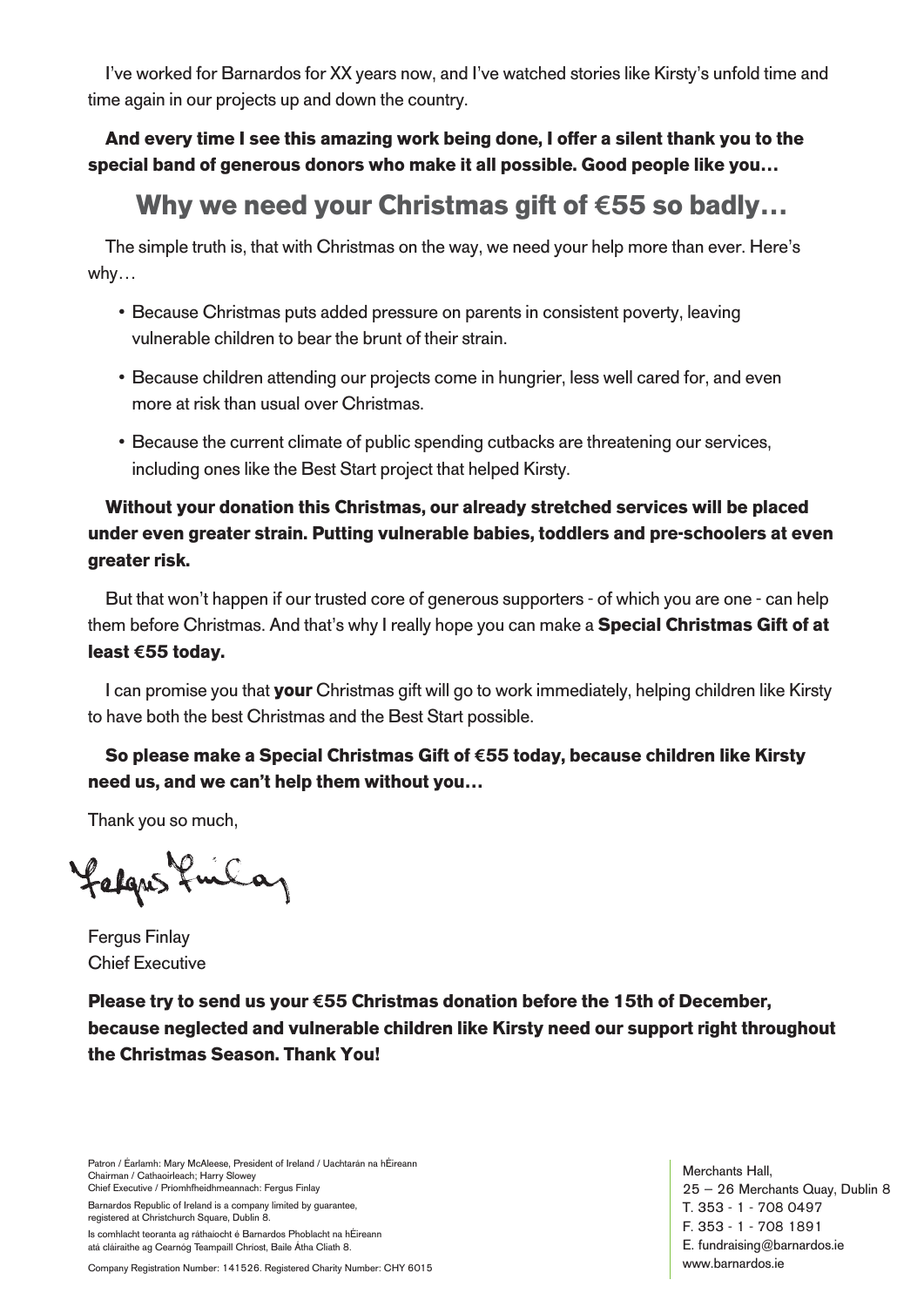I've worked for Barnardos for XX years now, and I've watched stories like Kirsty's unfold time and time again in our projects up and down the country.

**And every time I see this amazing work being done, I offer a silent thank you to the special band of generous donors who make it all possible. Good people like you…**

## Why we need your Christmas gift of €55 so badly…

The simple truth is, that with Christmas on the way, we need your help more than ever. Here's why…

- Because Christmas puts added pressure on parents in consistent poverty, leaving vulnerable children to bear the brunt of their strain.
- Because children attending our projects come in hungrier, less well cared for, and even more at risk than usual over Christmas.
- Because the current climate of public spending cutbacks are threatening our services, including ones like the Best Start project that helped Kirsty.

**Without your donation this Christmas, our already stretched services will be placed under even greater strain. Putting vulnerable babies, toddlers and pre-schoolers at even greater risk.**

But that won't happen if our trusted core of generous supporters - of which you are one - can help them before Christmas. And that's why I really hope you can make a **Special Christmas Gift of at least €55 today.**

I can promise you that **your** Christmas gift will go to work immediately, helping children like Kirsty to have both the best Christmas and the Best Start possible.

**So please make a Special Christmas Gift of €55 today, because children like Kirsty need us, and we can't help them without you…**

Thank you so much,

Fergus Finlay

Fergus Finlay
Chief Executive

**Please try to send us your €55 Christmas donation before the 15th of December, because neglected and vulnerable children like Kirsty need our support right throughout the Christmas Season. Thank You!**

Patron / Éarlamh: Mary McAleese, President of Ireland / Uachtarán na hÉireann
Chairman / Cathaoirleach; Harry Slowey
Chief Executive / Príomhfheidhmeannach: Fergus Finlay

Barnardos Republic of Ireland is a company limited by guarantee, registered at Christchurch Square, Dublin 8.

Is comhlacht teoranta ag ráthaíocht é Barnardos Phoblacht na hÉireann atá cláiraithe ag Cearnóg Teampaill Chríost, Baile Átha Cliath 8.

Company Registration Number: 141526. Registered Charity Number: CHY 6015

Merchants Hall,
25 – 26 Merchants Quay, Dublin 8
T. 353 - 1 - 708 0497
F. 353 - 1 - 708 1891
E. fundraising@barnardos.ie
www.barnardos.ie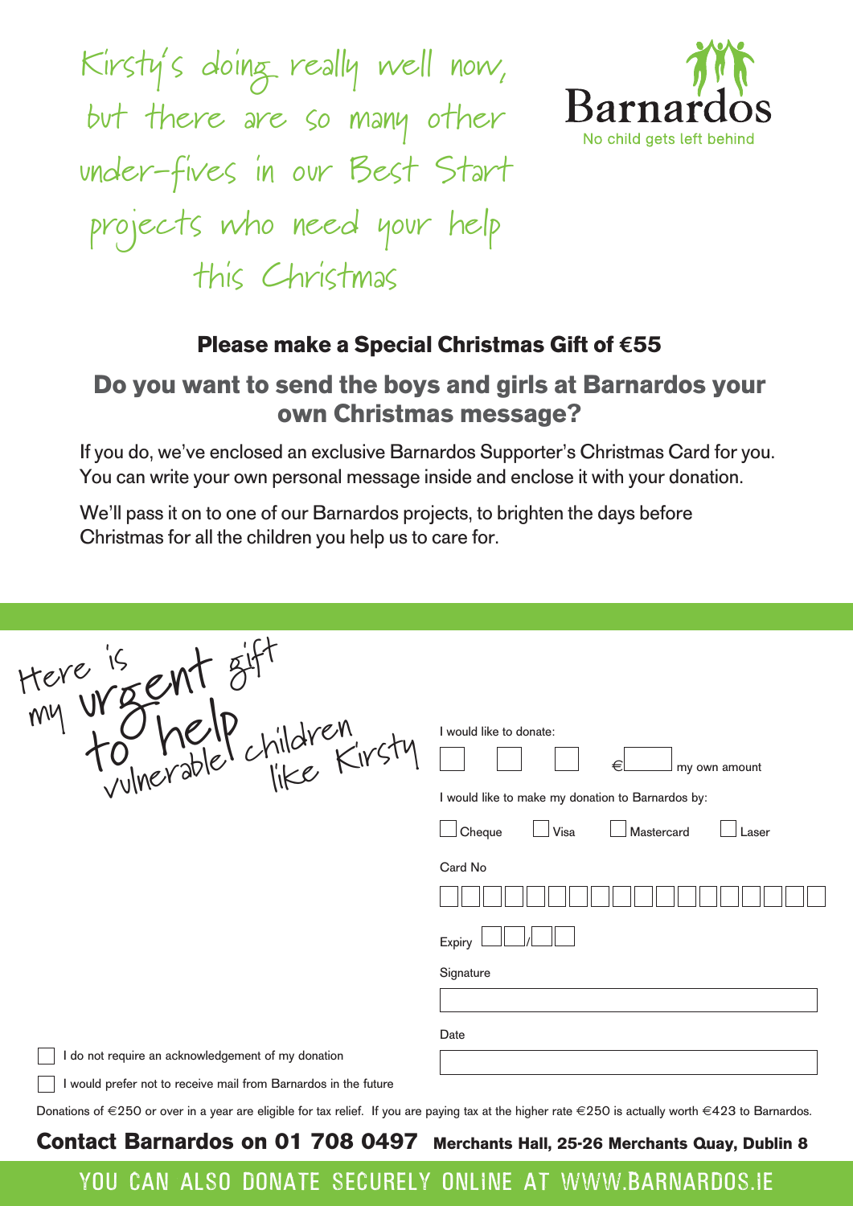Kirsty's doing really well now, but there are so many other under-fives in our Best Start projects who need your help this Christmas

**Barnardos**
No child gets left behind

**Please make a Special Christmas Gift of €55**

## Do you want to send the boys and girls at Barnardos your own Christmas message?

If you do, we've enclosed an exclusive Barnardos Supporter's Christmas Card for you. You can write your own personal message inside and enclose it with your donation.

We'll pass it on to one of our Barnardos projects, to brighten the days before Christmas for all the children you help us to care for.

Here is my urgent gift to help vulnerable children like Kirsty

I would like to donate:

☐ ☐ ☐ €☐ my own amount

I would like to make my donation to Barnardos by:

☐ Cheque ☐ Visa ☐ Mastercard ☐ Laser

Card No

Expiry ☐☐/☐☐

Signature

Date

☐ I do not require an acknowledgement of my donation

☐ I would prefer not to receive mail from Barnardos in the future

Donations of €250 or over in a year are eligible for tax relief. If you are paying tax at the higher rate €250 is actually worth €423 to Barnardos.

**Contact Barnardos on 01 708 0497** **Merchants Hall, 25-26 Merchants Quay, Dublin 8**

YOU CAN ALSO DONATE SECURELY ONLINE AT WWW.BARNARDOS.IE